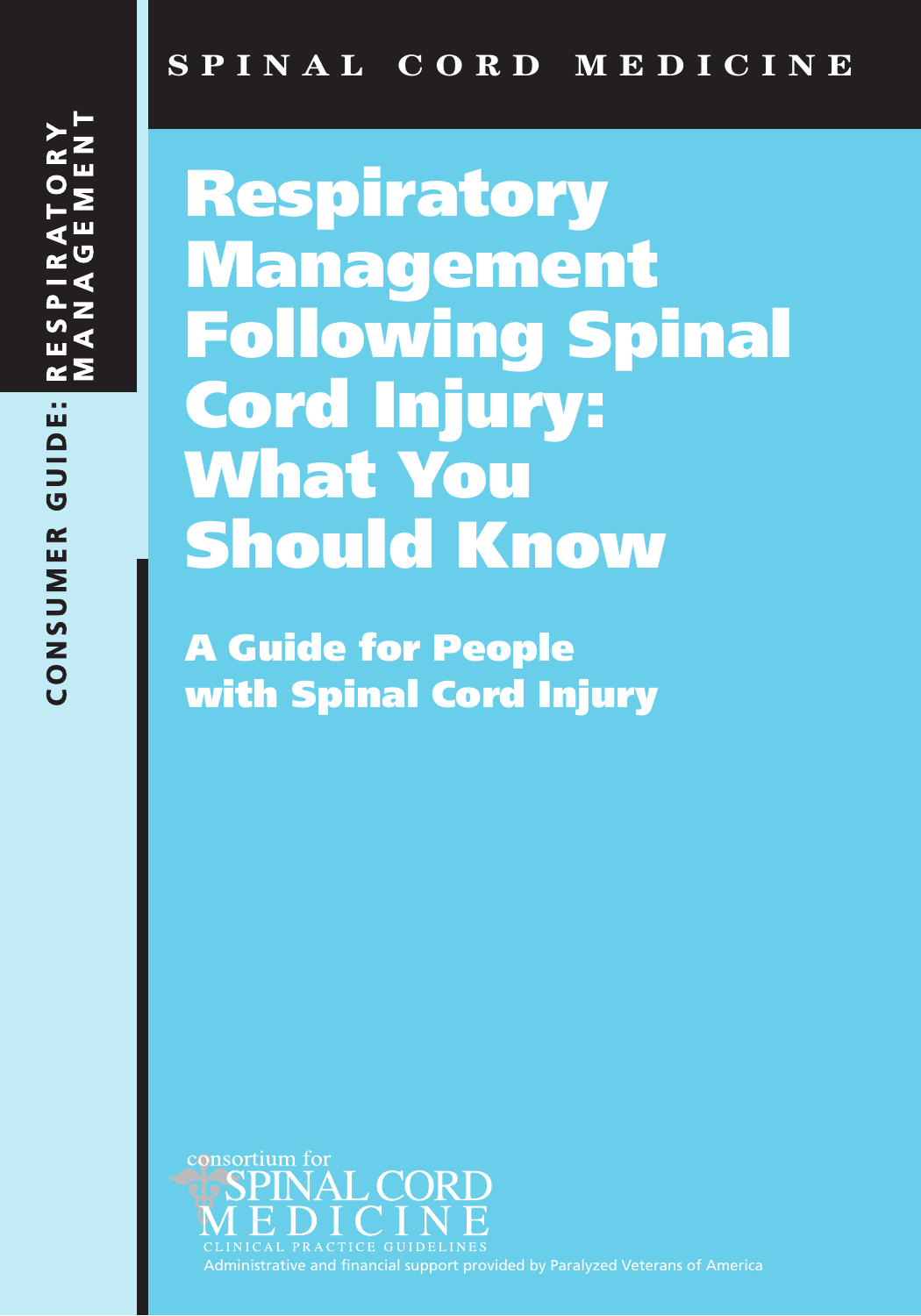CONSUMER GUIDE: RESPIRATORY MANAGEMENT

SPINAL CORD MEDICINE

# Respiratory Management Following Spinal Cord Injury: What You Should Know

## A Guide for People with Spinal Cord Injury

consortium for SPINAL CORD MEDICINE

CLINICAL PRACTICE GUIDELINES

Administrative and financial support provided by Paralyzed Veterans of America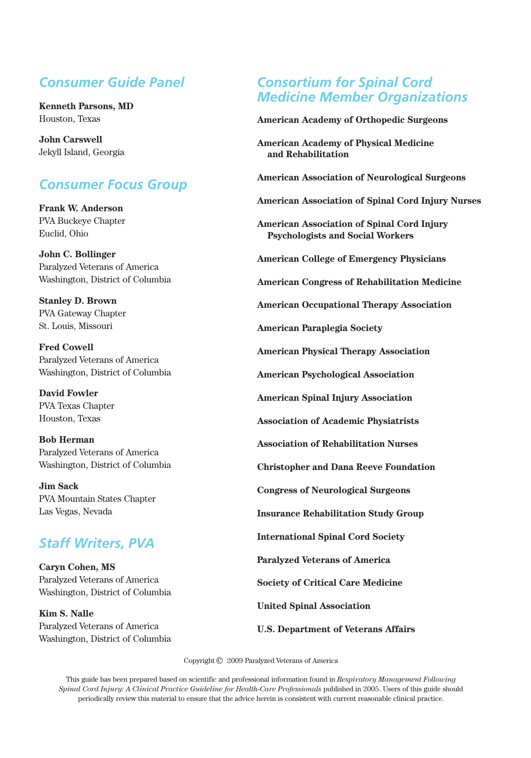## Consumer Guide Panel

**Kenneth Parsons, MD**
Houston, Texas

**John Carswell**
Jekyll Island, Georgia

## Consumer Focus Group

**Frank W. Anderson**
PVA Buckeye Chapter
Euclid, Ohio

**John C. Bollinger**
Paralyzed Veterans of America
Washington, District of Columbia

**Stanley D. Brown**
PVA Gateway Chapter
St. Louis, Missouri

**Fred Cowell**
Paralyzed Veterans of America
Washington, District of Columbia

**David Fowler**
PVA Texas Chapter
Houston, Texas

**Bob Herman**
Paralyzed Veterans of America
Washington, District of Columbia

**Jim Sack**
PVA Mountain States Chapter
Las Vegas, Nevada

## Staff Writers, PVA

**Caryn Cohen, MS**
Paralyzed Veterans of America
Washington, District of Columbia

**Kim S. Nalle**
Paralyzed Veterans of America
Washington, District of Columbia

## Consortium for Spinal Cord Medicine Member Organizations

**American Academy of Orthopedic Surgeons**

**American Academy of Physical Medicine and Rehabilitation**

**American Association of Neurological Surgeons**

**American Association of Spinal Cord Injury Nurses**

**American Association of Spinal Cord Injury Psychologists and Social Workers**

**American College of Emergency Physicians**

**American Congress of Rehabilitation Medicine**

**American Occupational Therapy Association**

**American Paraplegia Society**

**American Physical Therapy Association**

**American Psychological Association**

**American Spinal Injury Association**

**Association of Academic Physiatrists**

**Association of Rehabilitation Nurses**

**Christopher and Dana Reeve Foundation**

**Congress of Neurological Surgeons**

**Insurance Rehabilitation Study Group**

**International Spinal Cord Society**

**Paralyzed Veterans of America**

**Society of Critical Care Medicine**

**United Spinal Association**

**U.S. Department of Veterans Affairs**

Copyright © 2009 Paralyzed Veterans of America

This guide has been prepared based on scientific and professional information found in *Respiratory Management Following Spinal Cord Injury: A Clinical Practice Guideline for Health-Care Professionals* published in 2005. Users of this guide should periodically review this material to ensure that the advice herein is consistent with current reasonable clinical practice.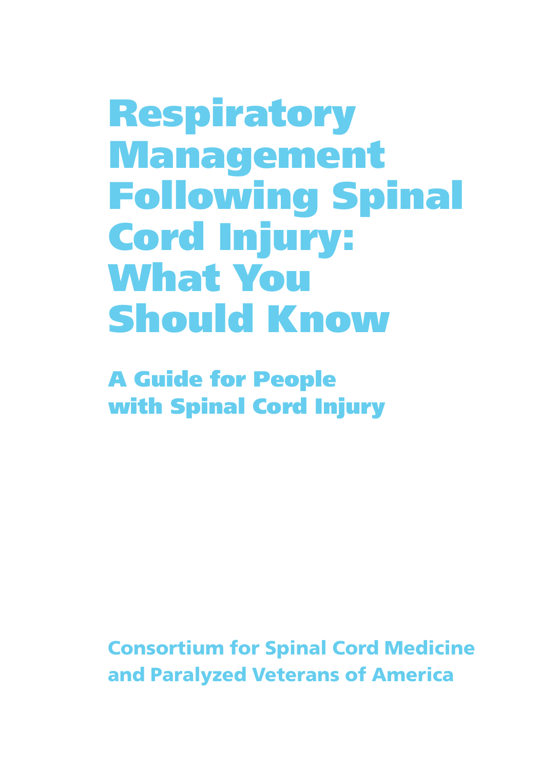# Respiratory Management Following Spinal Cord Injury: What You Should Know

## A Guide for People with Spinal Cord Injury

Consortium for Spinal Cord Medicine and Paralyzed Veterans of America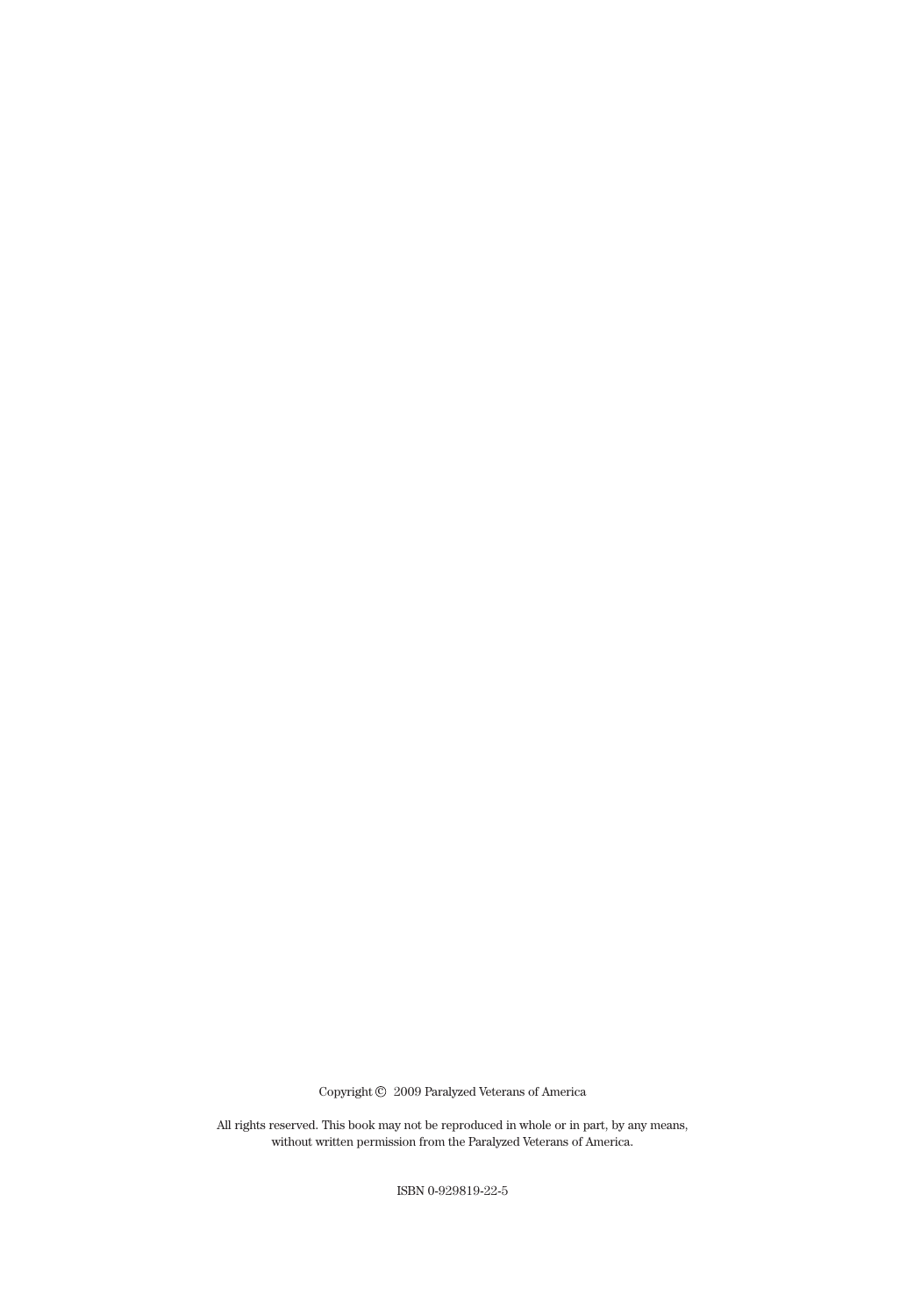Copyright © 2009 Paralyzed Veterans of America

All rights reserved. This book may not be reproduced in whole or in part, by any means, without written permission from the Paralyzed Veterans of America.

ISBN 0-929819-22-5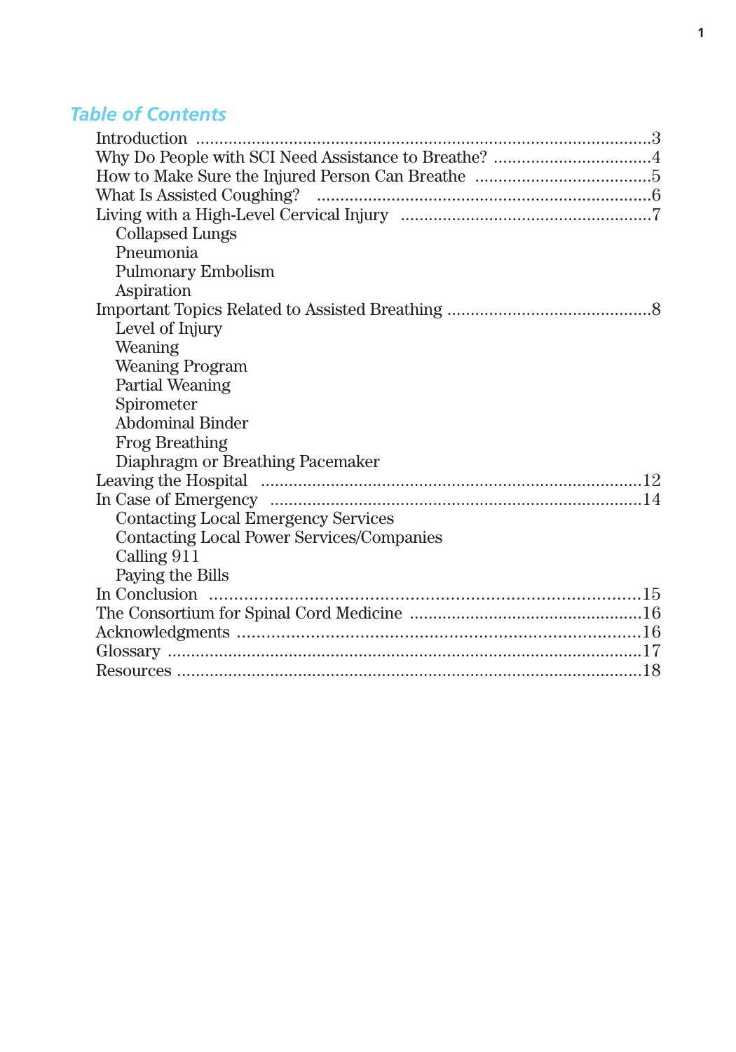## Table of Contents

Introduction ....................................................................................................3
Why Do People with SCI Need Assistance to Breathe? ..................................4
How to Make Sure the Injured Person Can Breathe ......................................5
What Is Assisted Coughing? .........................................................................6
Living with a High-Level Cervical Injury ......................................................7
- Collapsed Lungs
- Pneumonia
- Pulmonary Embolism
- Aspiration

Important Topics Related to Assisted Breathing ...........................................8
- Level of Injury
- Weaning
- Weaning Program
- Partial Weaning
- Spirometer
- Abdominal Binder
- Frog Breathing
- Diaphragm or Breathing Pacemaker

Leaving the Hospital ...................................................................................12
In Case of Emergency .................................................................................14
- Contacting Local Emergency Services
- Contacting Local Power Services/Companies
- Calling 911
- Paying the Bills

In Conclusion ............................................................................................15
The Consortium for Spinal Cord Medicine .................................................16
Acknowledgments ......................................................................................16
Glossary .....................................................................................................17
Resources ...................................................................................................18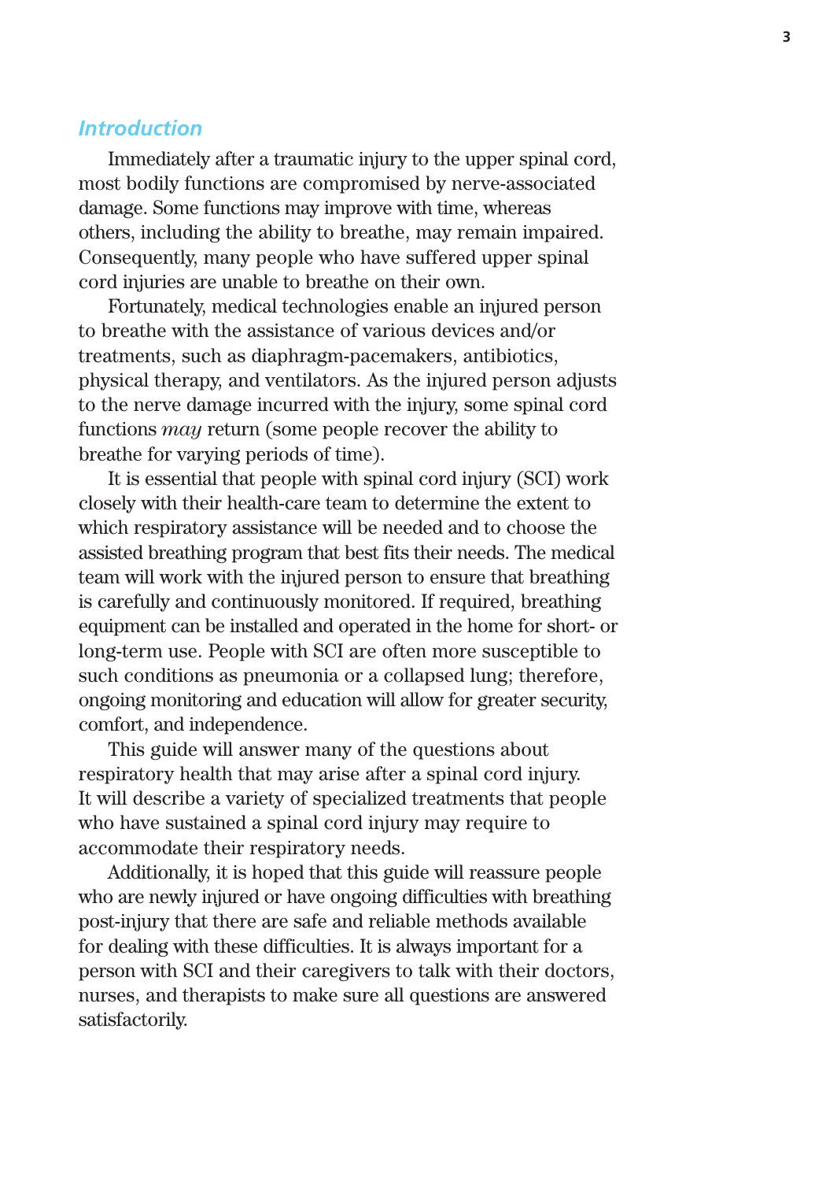## *Introduction*

Immediately after a traumatic injury to the upper spinal cord, most bodily functions are compromised by nerve-associated damage. Some functions may improve with time, whereas others, including the ability to breathe, may remain impaired. Consequently, many people who have suffered upper spinal cord injuries are unable to breathe on their own.

Fortunately, medical technologies enable an injured person to breathe with the assistance of various devices and/or treatments, such as diaphragm-pacemakers, antibiotics, physical therapy, and ventilators. As the injured person adjusts to the nerve damage incurred with the injury, some spinal cord functions *may* return (some people recover the ability to breathe for varying periods of time).

It is essential that people with spinal cord injury (SCI) work closely with their health-care team to determine the extent to which respiratory assistance will be needed and to choose the assisted breathing program that best fits their needs. The medical team will work with the injured person to ensure that breathing is carefully and continuously monitored. If required, breathing equipment can be installed and operated in the home for short- or long-term use. People with SCI are often more susceptible to such conditions as pneumonia or a collapsed lung; therefore, ongoing monitoring and education will allow for greater security, comfort, and independence.

This guide will answer many of the questions about respiratory health that may arise after a spinal cord injury. It will describe a variety of specialized treatments that people who have sustained a spinal cord injury may require to accommodate their respiratory needs.

Additionally, it is hoped that this guide will reassure people who are newly injured or have ongoing difficulties with breathing post-injury that there are safe and reliable methods available for dealing with these difficulties. It is always important for a person with SCI and their caregivers to talk with their doctors, nurses, and therapists to make sure all questions are answered satisfactorily.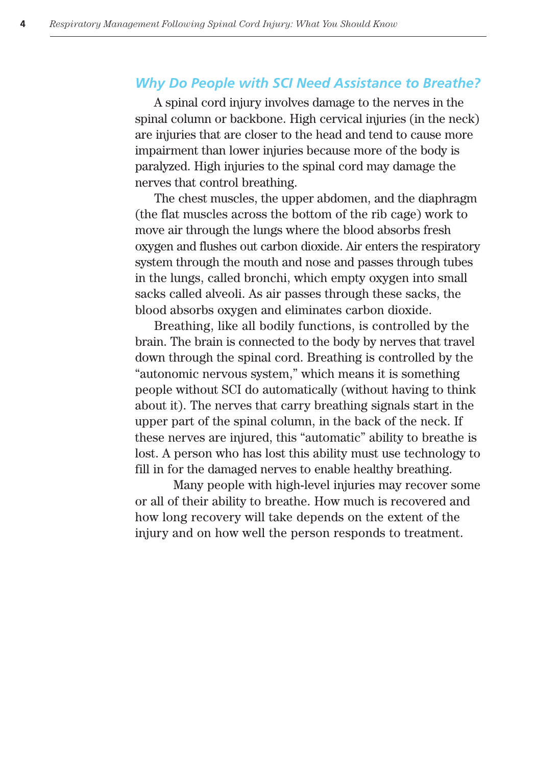## Why Do People with SCI Need Assistance to Breathe?

A spinal cord injury involves damage to the nerves in the spinal column or backbone. High cervical injuries (in the neck) are injuries that are closer to the head and tend to cause more impairment than lower injuries because more of the body is paralyzed. High injuries to the spinal cord may damage the nerves that control breathing.

The chest muscles, the upper abdomen, and the diaphragm (the flat muscles across the bottom of the rib cage) work to move air through the lungs where the blood absorbs fresh oxygen and flushes out carbon dioxide. Air enters the respiratory system through the mouth and nose and passes through tubes in the lungs, called bronchi, which empty oxygen into small sacks called alveoli. As air passes through these sacks, the blood absorbs oxygen and eliminates carbon dioxide.

Breathing, like all bodily functions, is controlled by the brain. The brain is connected to the body by nerves that travel down through the spinal cord. Breathing is controlled by the "autonomic nervous system," which means it is something people without SCI do automatically (without having to think about it). The nerves that carry breathing signals start in the upper part of the spinal column, in the back of the neck. If these nerves are injured, this "automatic" ability to breathe is lost. A person who has lost this ability must use technology to fill in for the damaged nerves to enable healthy breathing.

Many people with high-level injuries may recover some or all of their ability to breathe. How much is recovered and how long recovery will take depends on the extent of the injury and on how well the person responds to treatment.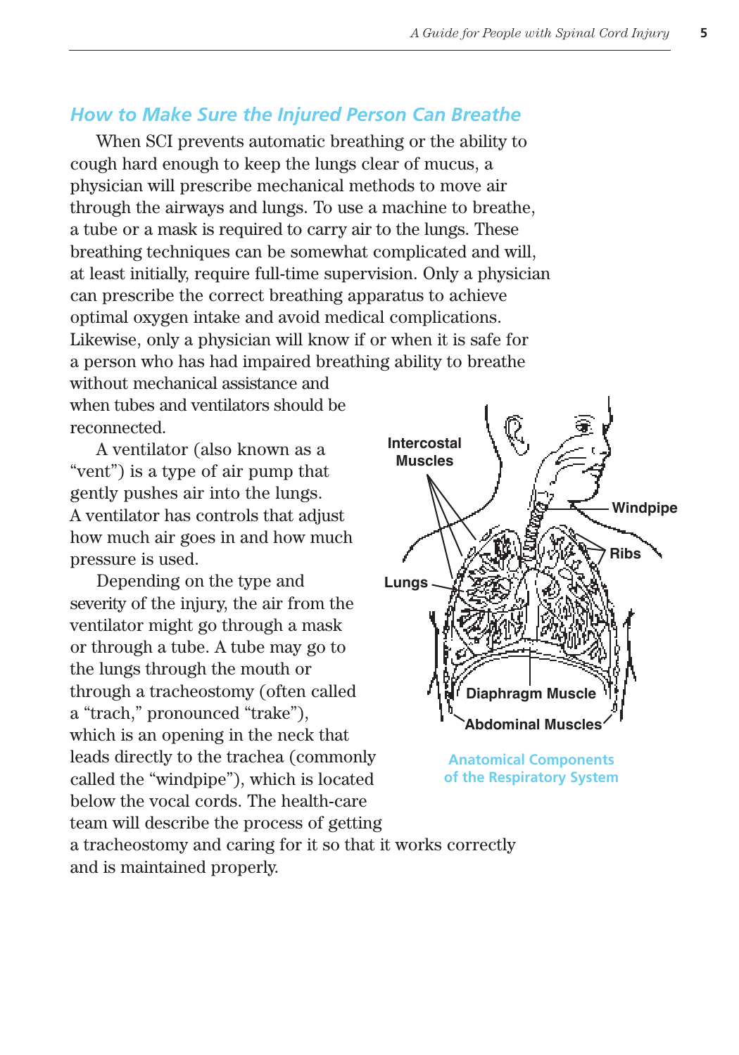## How to Make Sure the Injured Person Can Breathe

When SCI prevents automatic breathing or the ability to cough hard enough to keep the lungs clear of mucus, a physician will prescribe mechanical methods to move air through the airways and lungs. To use a machine to breathe, a tube or a mask is required to carry air to the lungs. These breathing techniques can be somewhat complicated and will, at least initially, require full-time supervision. Only a physician can prescribe the correct breathing apparatus to achieve optimal oxygen intake and avoid medical complications. Likewise, only a physician will know if or when it is safe for a person who has had impaired breathing ability to breathe without mechanical assistance and when tubes and ventilators should be reconnected.

A ventilator (also known as a "vent") is a type of air pump that gently pushes air into the lungs. A ventilator has controls that adjust how much air goes in and how much pressure is used.

Depending on the type and severity of the injury, the air from the ventilator might go through a mask or through a tube. A tube may go to the lungs through the mouth or through a tracheostomy (often called a "trach," pronounced "trake"), which is an opening in the neck that leads directly to the trachea (commonly called the "windpipe"), which is located below the vocal cords. The health-care team will describe the process of getting a tracheostomy and caring for it so that it works correctly and is maintained properly.

Intercostal Muscles

Windpipe

Ribs

Lungs

Diaphragm Muscle

Abdominal Muscles

Anatomical Components of the Respiratory System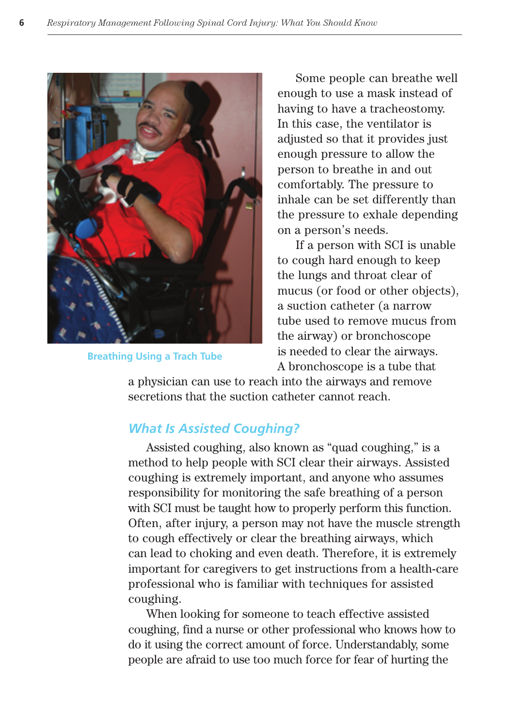Breathing Using a Trach Tube

Some people can breathe well enough to use a mask instead of having to have a tracheostomy. In this case, the ventilator is adjusted so that it provides just enough pressure to allow the person to breathe in and out comfortably. The pressure to inhale can be set differently than the pressure to exhale depending on a person's needs.

If a person with SCI is unable to cough hard enough to keep the lungs and throat clear of mucus (or food or other objects), a suction catheter (a narrow tube used to remove mucus from the airway) or bronchoscope is needed to clear the airways. A bronchoscope is a tube that a physician can use to reach into the airways and remove secretions that the suction catheter cannot reach.

## *What Is Assisted Coughing?*

Assisted coughing, also known as "quad coughing," is a method to help people with SCI clear their airways. Assisted coughing is extremely important, and anyone who assumes responsibility for monitoring the safe breathing of a person with SCI must be taught how to properly perform this function. Often, after injury, a person may not have the muscle strength to cough effectively or clear the breathing airways, which can lead to choking and even death. Therefore, it is extremely important for caregivers to get instructions from a health-care professional who is familiar with techniques for assisted coughing.

When looking for someone to teach effective assisted coughing, find a nurse or other professional who knows how to do it using the correct amount of force. Understandably, some people are afraid to use too much force for fear of hurting the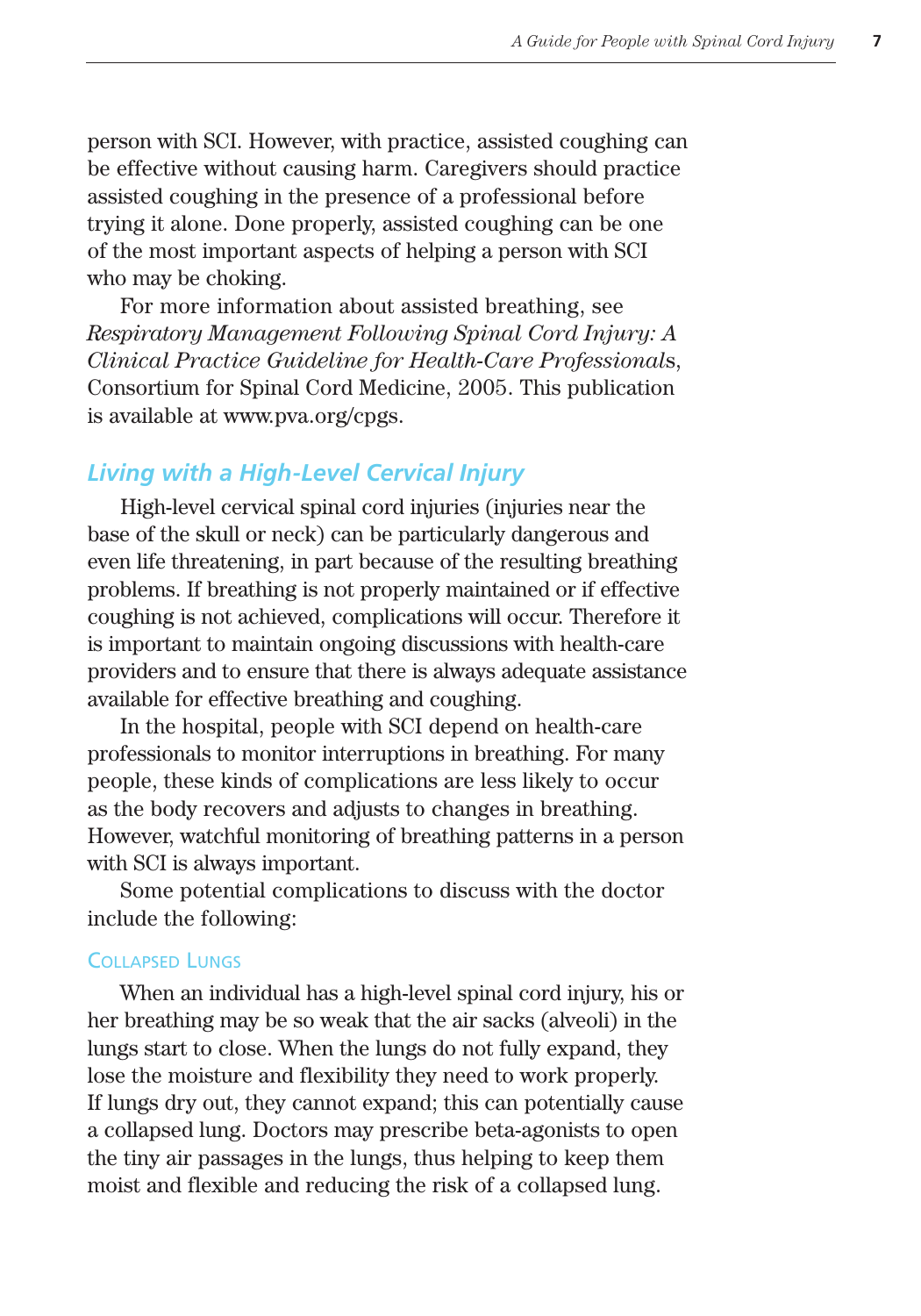person with SCI. However, with practice, assisted coughing can be effective without causing harm. Caregivers should practice assisted coughing in the presence of a professional before trying it alone. Done properly, assisted coughing can be one of the most important aspects of helping a person with SCI who may be choking.

For more information about assisted breathing, see *Respiratory Management Following Spinal Cord Injury: A Clinical Practice Guideline for Health-Care Professional*s, Consortium for Spinal Cord Medicine, 2005. This publication is available at www.pva.org/cpgs.

## *Living with a High-Level Cervical Injury*

High-level cervical spinal cord injuries (injuries near the base of the skull or neck) can be particularly dangerous and even life threatening, in part because of the resulting breathing problems. If breathing is not properly maintained or if effective coughing is not achieved, complications will occur. Therefore it is important to maintain ongoing discussions with health-care providers and to ensure that there is always adequate assistance available for effective breathing and coughing.

In the hospital, people with SCI depend on health-care professionals to monitor interruptions in breathing. For many people, these kinds of complications are less likely to occur as the body recovers and adjusts to changes in breathing. However, watchful monitoring of breathing patterns in a person with SCI is always important.

Some potential complications to discuss with the doctor include the following:

### Collapsed Lungs

When an individual has a high-level spinal cord injury, his or her breathing may be so weak that the air sacks (alveoli) in the lungs start to close. When the lungs do not fully expand, they lose the moisture and flexibility they need to work properly. If lungs dry out, they cannot expand; this can potentially cause a collapsed lung. Doctors may prescribe beta-agonists to open the tiny air passages in the lungs, thus helping to keep them moist and flexible and reducing the risk of a collapsed lung.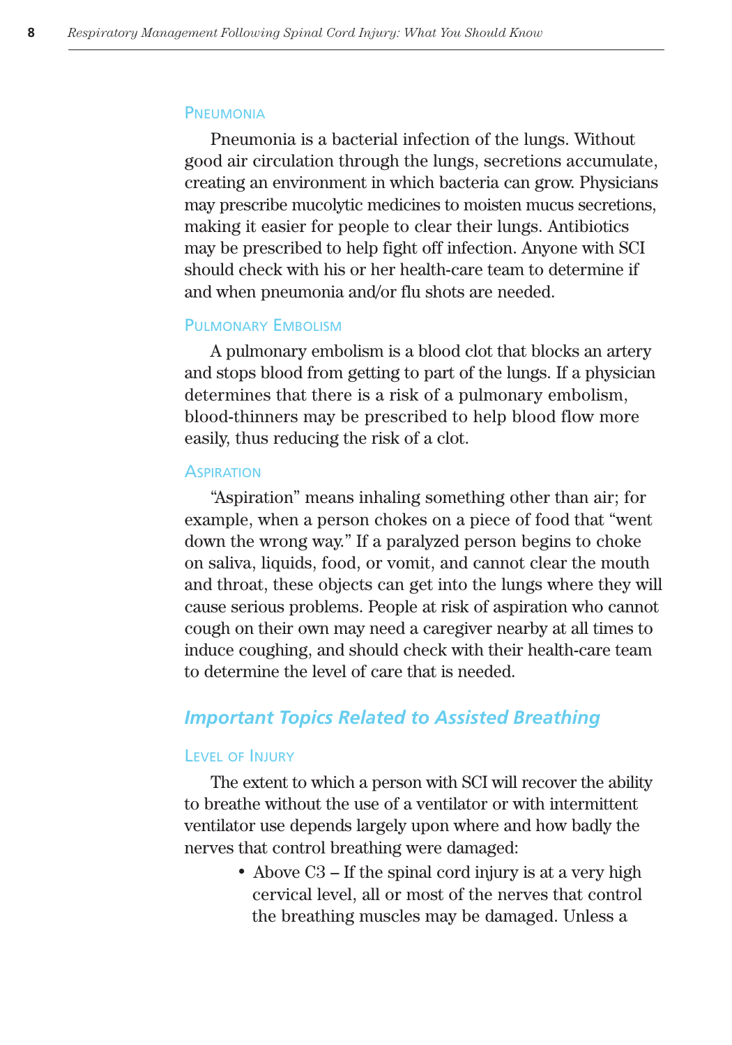### Pneumonia

Pneumonia is a bacterial infection of the lungs. Without good air circulation through the lungs, secretions accumulate, creating an environment in which bacteria can grow. Physicians may prescribe mucolytic medicines to moisten mucus secretions, making it easier for people to clear their lungs. Antibiotics may be prescribed to help fight off infection. Anyone with SCI should check with his or her health-care team to determine if and when pneumonia and/or flu shots are needed.

### Pulmonary Embolism

A pulmonary embolism is a blood clot that blocks an artery and stops blood from getting to part of the lungs. If a physician determines that there is a risk of a pulmonary embolism, blood-thinners may be prescribed to help blood flow more easily, thus reducing the risk of a clot.

### Aspiration

"Aspiration" means inhaling something other than air; for example, when a person chokes on a piece of food that "went down the wrong way." If a paralyzed person begins to choke on saliva, liquids, food, or vomit, and cannot clear the mouth and throat, these objects can get into the lungs where they will cause serious problems. People at risk of aspiration who cannot cough on their own may need a caregiver nearby at all times to induce coughing, and should check with their health-care team to determine the level of care that is needed.

## *Important Topics Related to Assisted Breathing*

### Level of Injury

The extent to which a person with SCI will recover the ability to breathe without the use of a ventilator or with intermittent ventilator use depends largely upon where and how badly the nerves that control breathing were damaged:

- Above C3 – If the spinal cord injury is at a very high cervical level, all or most of the nerves that control the breathing muscles may be damaged. Unless a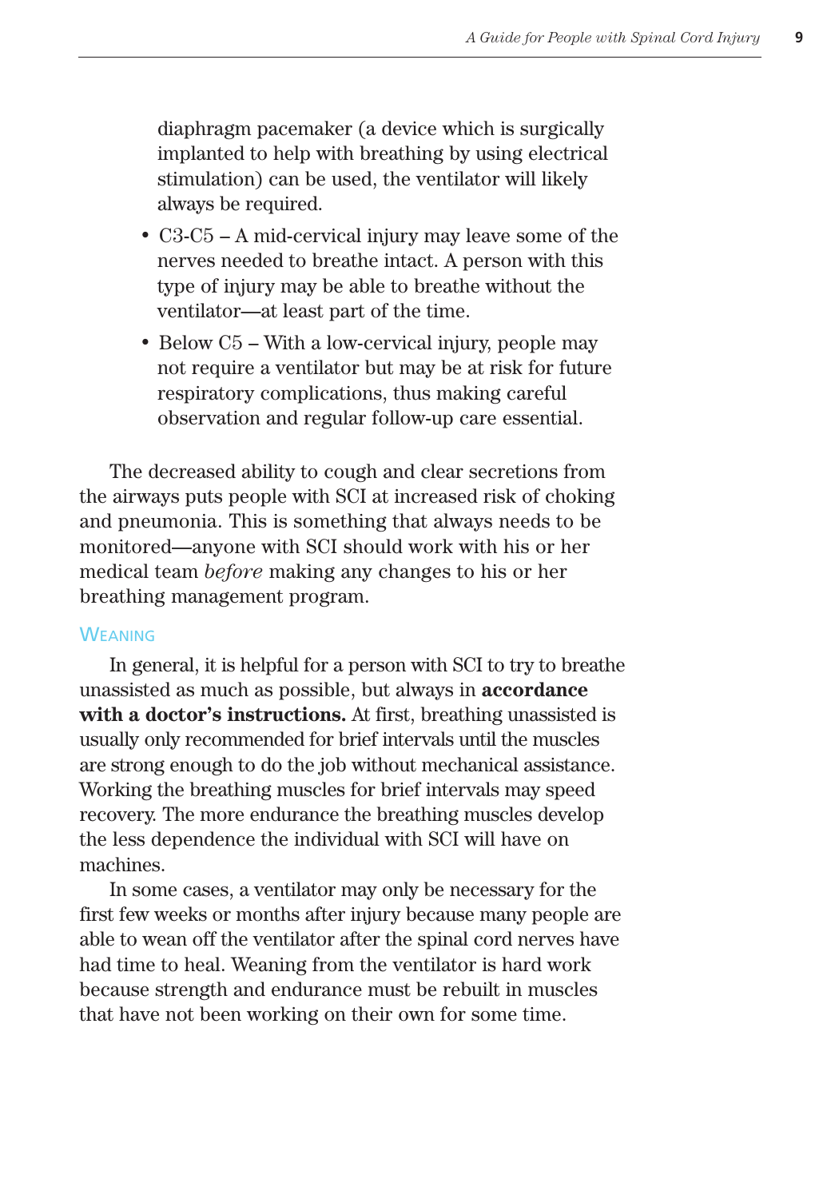diaphragm pacemaker (a device which is surgically implanted to help with breathing by using electrical stimulation) can be used, the ventilator will likely always be required.

- C3-C5 – A mid-cervical injury may leave some of the nerves needed to breathe intact. A person with this type of injury may be able to breathe without the ventilator—at least part of the time.
- Below C5 – With a low-cervical injury, people may not require a ventilator but may be at risk for future respiratory complications, thus making careful observation and regular follow-up care essential.

The decreased ability to cough and clear secretions from the airways puts people with SCI at increased risk of choking and pneumonia. This is something that always needs to be monitored—anyone with SCI should work with his or her medical team *before* making any changes to his or her breathing management program.

### Weaning

In general, it is helpful for a person with SCI to try to breathe unassisted as much as possible, but always in **accordance with a doctor's instructions.** At first, breathing unassisted is usually only recommended for brief intervals until the muscles are strong enough to do the job without mechanical assistance. Working the breathing muscles for brief intervals may speed recovery. The more endurance the breathing muscles develop the less dependence the individual with SCI will have on machines.

In some cases, a ventilator may only be necessary for the first few weeks or months after injury because many people are able to wean off the ventilator after the spinal cord nerves have had time to heal. Weaning from the ventilator is hard work because strength and endurance must be rebuilt in muscles that have not been working on their own for some time.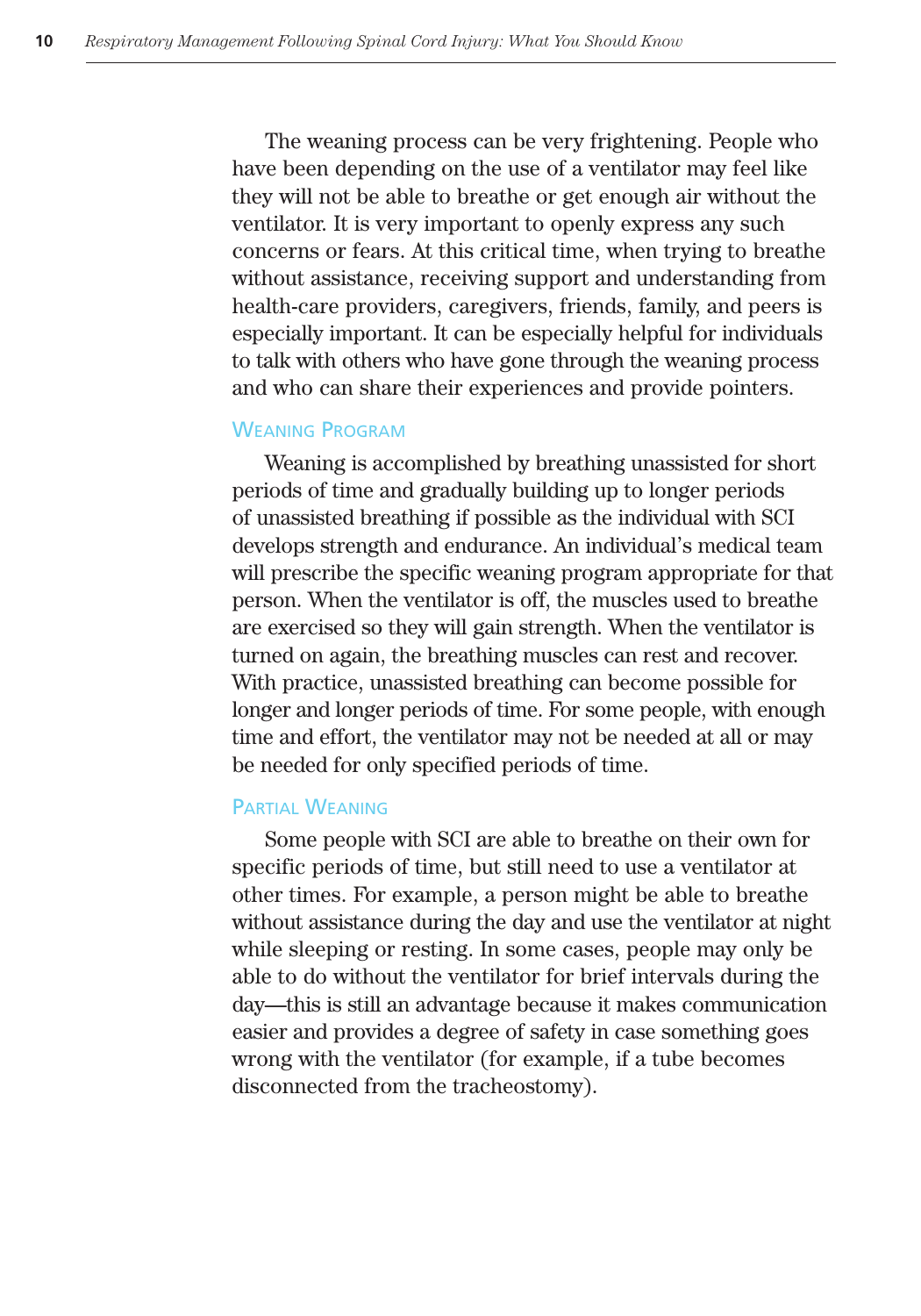The weaning process can be very frightening. People who have been depending on the use of a ventilator may feel like they will not be able to breathe or get enough air without the ventilator. It is very important to openly express any such concerns or fears. At this critical time, when trying to breathe without assistance, receiving support and understanding from health-care providers, caregivers, friends, family, and peers is especially important. It can be especially helpful for individuals to talk with others who have gone through the weaning process and who can share their experiences and provide pointers.

### Weaning Program

Weaning is accomplished by breathing unassisted for short periods of time and gradually building up to longer periods of unassisted breathing if possible as the individual with SCI develops strength and endurance. An individual's medical team will prescribe the specific weaning program appropriate for that person. When the ventilator is off, the muscles used to breathe are exercised so they will gain strength. When the ventilator is turned on again, the breathing muscles can rest and recover. With practice, unassisted breathing can become possible for longer and longer periods of time. For some people, with enough time and effort, the ventilator may not be needed at all or may be needed for only specified periods of time.

### Partial Weaning

Some people with SCI are able to breathe on their own for specific periods of time, but still need to use a ventilator at other times. For example, a person might be able to breathe without assistance during the day and use the ventilator at night while sleeping or resting. In some cases, people may only be able to do without the ventilator for brief intervals during the day—this is still an advantage because it makes communication easier and provides a degree of safety in case something goes wrong with the ventilator (for example, if a tube becomes disconnected from the tracheostomy).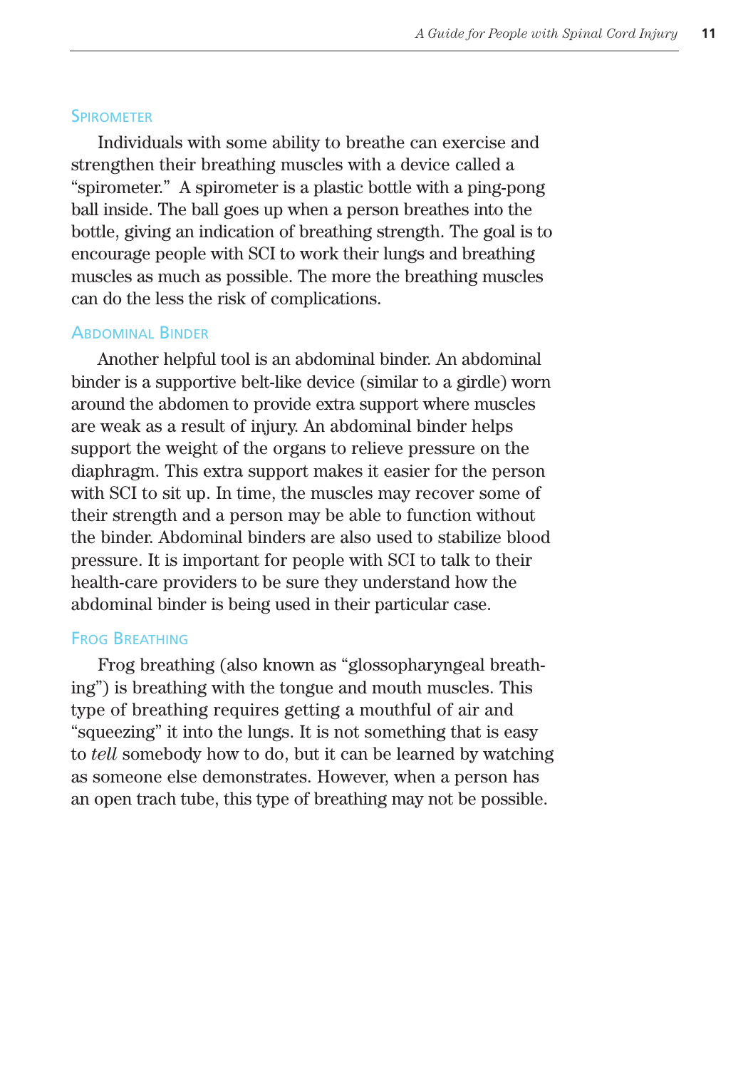### Spirometer

Individuals with some ability to breathe can exercise and strengthen their breathing muscles with a device called a "spirometer." A spirometer is a plastic bottle with a ping-pong ball inside. The ball goes up when a person breathes into the bottle, giving an indication of breathing strength. The goal is to encourage people with SCI to work their lungs and breathing muscles as much as possible. The more the breathing muscles can do the less the risk of complications.

### Abdominal Binder

Another helpful tool is an abdominal binder. An abdominal binder is a supportive belt-like device (similar to a girdle) worn around the abdomen to provide extra support where muscles are weak as a result of injury. An abdominal binder helps support the weight of the organs to relieve pressure on the diaphragm. This extra support makes it easier for the person with SCI to sit up. In time, the muscles may recover some of their strength and a person may be able to function without the binder. Abdominal binders are also used to stabilize blood pressure. It is important for people with SCI to talk to their health-care providers to be sure they understand how the abdominal binder is being used in their particular case.

### Frog Breathing

Frog breathing (also known as "glossopharyngeal breathing") is breathing with the tongue and mouth muscles. This type of breathing requires getting a mouthful of air and "squeezing" it into the lungs. It is not something that is easy to *tell* somebody how to do, but it can be learned by watching as someone else demonstrates. However, when a person has an open trach tube, this type of breathing may not be possible.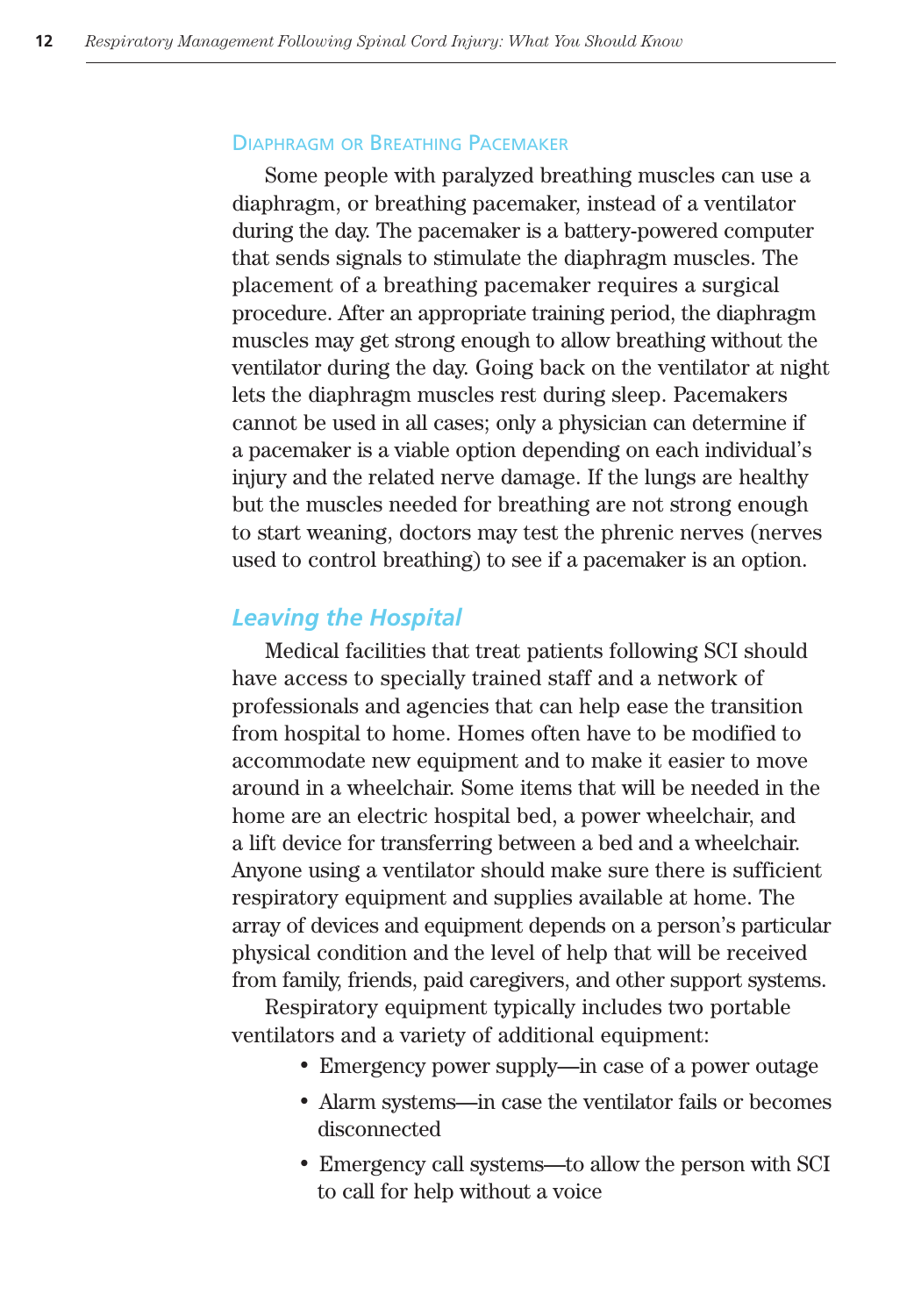### Diaphragm or Breathing Pacemaker

Some people with paralyzed breathing muscles can use a diaphragm, or breathing pacemaker, instead of a ventilator during the day. The pacemaker is a battery-powered computer that sends signals to stimulate the diaphragm muscles. The placement of a breathing pacemaker requires a surgical procedure. After an appropriate training period, the diaphragm muscles may get strong enough to allow breathing without the ventilator during the day. Going back on the ventilator at night lets the diaphragm muscles rest during sleep. Pacemakers cannot be used in all cases; only a physician can determine if a pacemaker is a viable option depending on each individual's injury and the related nerve damage. If the lungs are healthy but the muscles needed for breathing are not strong enough to start weaning, doctors may test the phrenic nerves (nerves used to control breathing) to see if a pacemaker is an option.

## *Leaving the Hospital*

Medical facilities that treat patients following SCI should have access to specially trained staff and a network of professionals and agencies that can help ease the transition from hospital to home. Homes often have to be modified to accommodate new equipment and to make it easier to move around in a wheelchair. Some items that will be needed in the home are an electric hospital bed, a power wheelchair, and a lift device for transferring between a bed and a wheelchair. Anyone using a ventilator should make sure there is sufficient respiratory equipment and supplies available at home. The array of devices and equipment depends on a person's particular physical condition and the level of help that will be received from family, friends, paid caregivers, and other support systems.

Respiratory equipment typically includes two portable ventilators and a variety of additional equipment:

- Emergency power supply—in case of a power outage
- Alarm systems—in case the ventilator fails or becomes disconnected
- Emergency call systems—to allow the person with SCI to call for help without a voice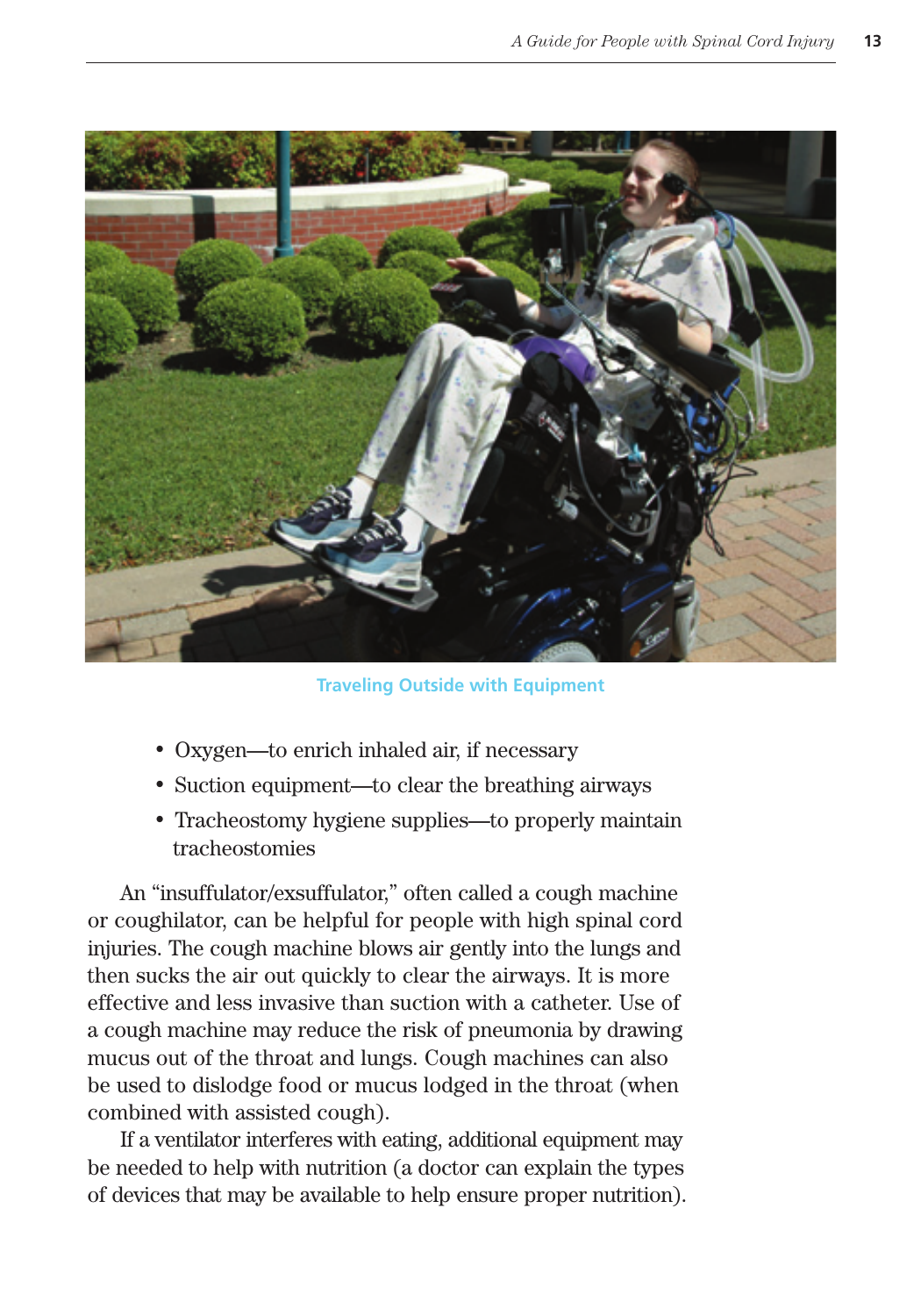Traveling Outside with Equipment

- Oxygen—to enrich inhaled air, if necessary
- Suction equipment—to clear the breathing airways
- Tracheostomy hygiene supplies—to properly maintain tracheostomies

An "insufflator/exsufflator," often called a cough machine or coughilator, can be helpful for people with high spinal cord injuries. The cough machine blows air gently into the lungs and then sucks the air out quickly to clear the airways. It is more effective and less invasive than suction with a catheter. Use of a cough machine may reduce the risk of pneumonia by drawing mucus out of the throat and lungs. Cough machines can also be used to dislodge food or mucus lodged in the throat (when combined with assisted cough).

If a ventilator interferes with eating, additional equipment may be needed to help with nutrition (a doctor can explain the types of devices that may be available to help ensure proper nutrition).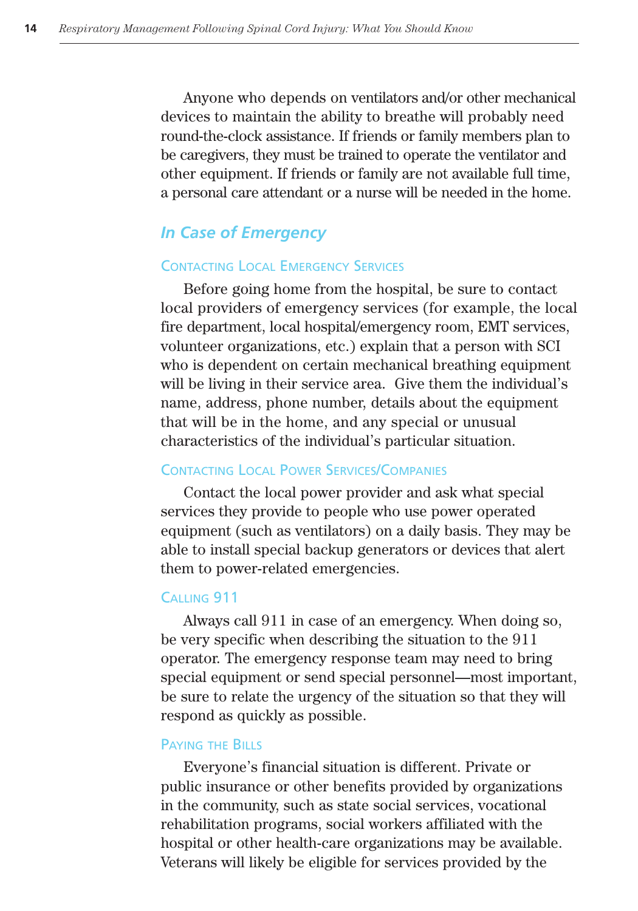Anyone who depends on ventilators and/or other mechanical devices to maintain the ability to breathe will probably need round-the-clock assistance. If friends or family members plan to be caregivers, they must be trained to operate the ventilator and other equipment. If friends or family are not available full time, a personal care attendant or a nurse will be needed in the home.

## *In Case of Emergency*

### Contacting Local Emergency Services

Before going home from the hospital, be sure to contact local providers of emergency services (for example, the local fire department, local hospital/emergency room, EMT services, volunteer organizations, etc.) explain that a person with SCI who is dependent on certain mechanical breathing equipment will be living in their service area. Give them the individual's name, address, phone number, details about the equipment that will be in the home, and any special or unusual characteristics of the individual's particular situation.

### Contacting Local Power Services/Companies

Contact the local power provider and ask what special services they provide to people who use power operated equipment (such as ventilators) on a daily basis. They may be able to install special backup generators or devices that alert them to power-related emergencies.

### Calling 911

Always call 911 in case of an emergency. When doing so, be very specific when describing the situation to the 911 operator. The emergency response team may need to bring special equipment or send special personnel—most important, be sure to relate the urgency of the situation so that they will respond as quickly as possible.

### Paying the Bills

Everyone's financial situation is different. Private or public insurance or other benefits provided by organizations in the community, such as state social services, vocational rehabilitation programs, social workers affiliated with the hospital or other health-care organizations may be available. Veterans will likely be eligible for services provided by the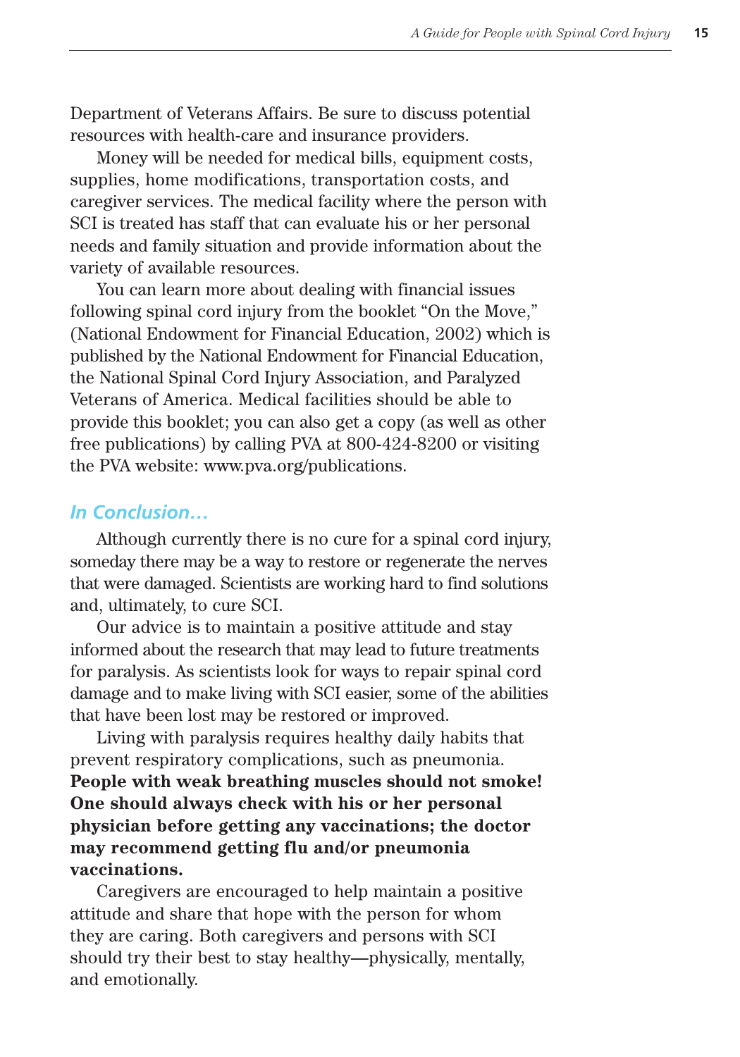Department of Veterans Affairs. Be sure to discuss potential resources with health-care and insurance providers.

Money will be needed for medical bills, equipment costs, supplies, home modifications, transportation costs, and caregiver services. The medical facility where the person with SCI is treated has staff that can evaluate his or her personal needs and family situation and provide information about the variety of available resources.

You can learn more about dealing with financial issues following spinal cord injury from the booklet "On the Move," (National Endowment for Financial Education, 2002) which is published by the National Endowment for Financial Education, the National Spinal Cord Injury Association, and Paralyzed Veterans of America. Medical facilities should be able to provide this booklet; you can also get a copy (as well as other free publications) by calling PVA at 800-424-8200 or visiting the PVA website: www.pva.org/publications.

### *In Conclusion…*

Although currently there is no cure for a spinal cord injury, someday there may be a way to restore or regenerate the nerves that were damaged. Scientists are working hard to find solutions and, ultimately, to cure SCI.

Our advice is to maintain a positive attitude and stay informed about the research that may lead to future treatments for paralysis. As scientists look for ways to repair spinal cord damage and to make living with SCI easier, some of the abilities that have been lost may be restored or improved.

Living with paralysis requires healthy daily habits that prevent respiratory complications, such as pneumonia. **People with weak breathing muscles should not smoke! One should always check with his or her personal physician before getting any vaccinations; the doctor may recommend getting flu and/or pneumonia vaccinations.**

Caregivers are encouraged to help maintain a positive attitude and share that hope with the person for whom they are caring. Both caregivers and persons with SCI should try their best to stay healthy—physically, mentally, and emotionally.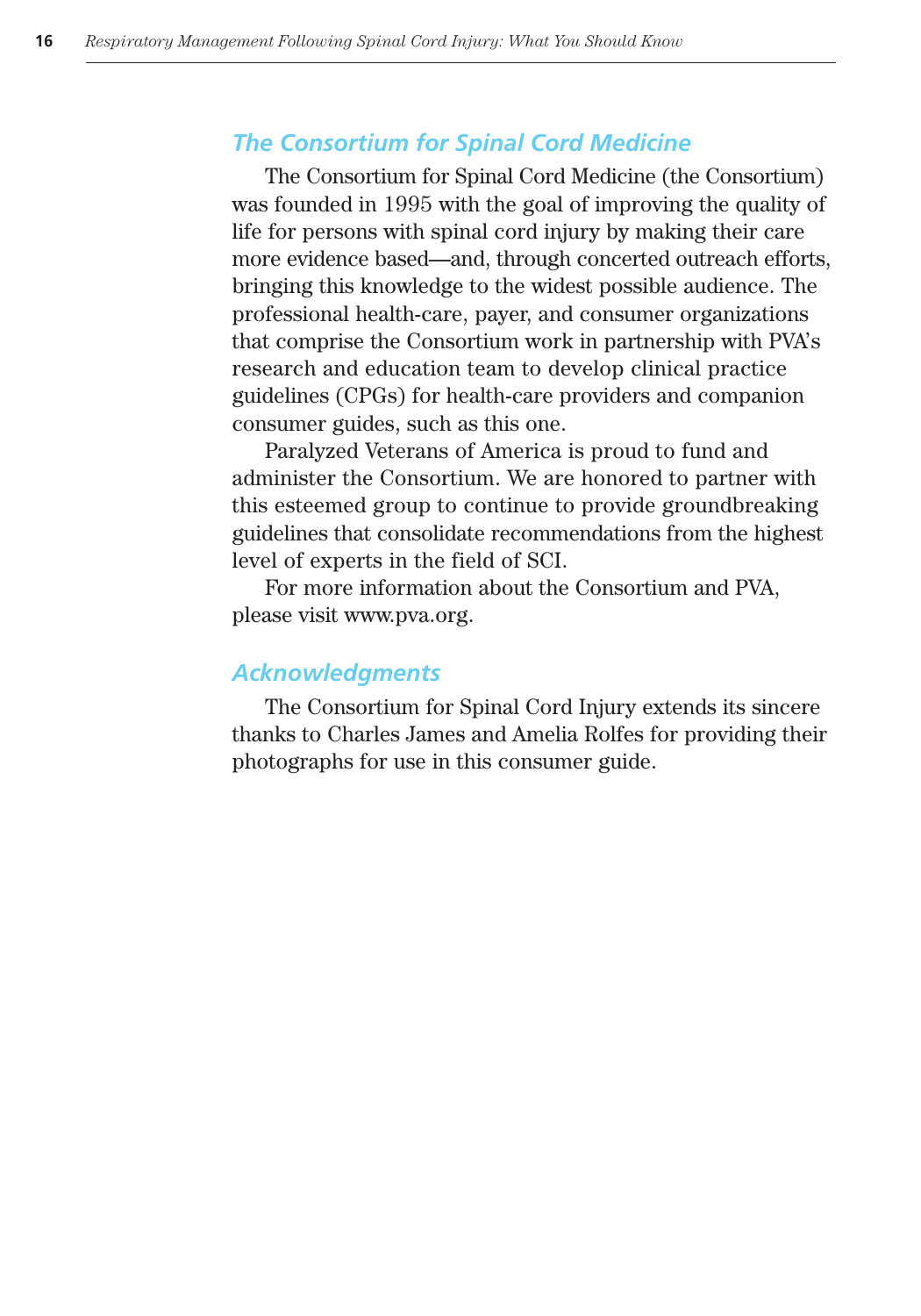## *The Consortium for Spinal Cord Medicine*

The Consortium for Spinal Cord Medicine (the Consortium) was founded in 1995 with the goal of improving the quality of life for persons with spinal cord injury by making their care more evidence based—and, through concerted outreach efforts, bringing this knowledge to the widest possible audience. The professional health-care, payer, and consumer organizations that comprise the Consortium work in partnership with PVA's research and education team to develop clinical practice guidelines (CPGs) for health-care providers and companion consumer guides, such as this one.

Paralyzed Veterans of America is proud to fund and administer the Consortium. We are honored to partner with this esteemed group to continue to provide groundbreaking guidelines that consolidate recommendations from the highest level of experts in the field of SCI.

For more information about the Consortium and PVA, please visit www.pva.org.

## *Acknowledgments*

The Consortium for Spinal Cord Injury extends its sincere thanks to Charles James and Amelia Rolfes for providing their photographs for use in this consumer guide.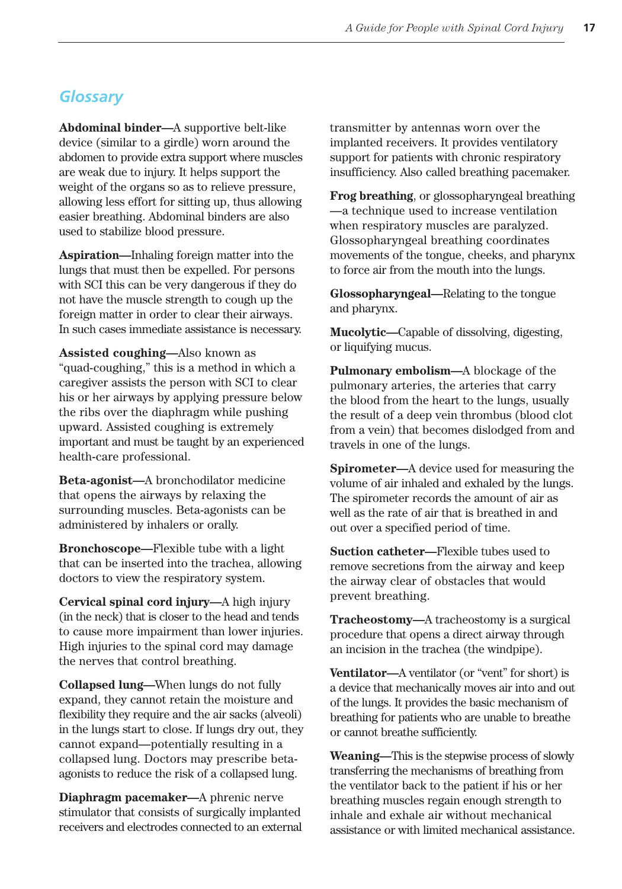## Glossary

**Abdominal binder**—A supportive belt-like device (similar to a girdle) worn around the abdomen to provide extra support where muscles are weak due to injury. It helps support the weight of the organs so as to relieve pressure, allowing less effort for sitting up, thus allowing easier breathing. Abdominal binders are also used to stabilize blood pressure.

**Aspiration**—Inhaling foreign matter into the lungs that must then be expelled. For persons with SCI this can be very dangerous if they do not have the muscle strength to cough up the foreign matter in order to clear their airways. In such cases immediate assistance is necessary.

**Assisted coughing**—Also known as "quad-coughing," this is a method in which a caregiver assists the person with SCI to clear his or her airways by applying pressure below the ribs over the diaphragm while pushing upward. Assisted coughing is extremely important and must be taught by an experienced health-care professional.

**Beta-agonist**—A bronchodilator medicine that opens the airways by relaxing the surrounding muscles. Beta-agonists can be administered by inhalers or orally.

**Bronchoscope**—Flexible tube with a light that can be inserted into the trachea, allowing doctors to view the respiratory system.

**Cervical spinal cord injury**—A high injury (in the neck) that is closer to the head and tends to cause more impairment than lower injuries. High injuries to the spinal cord may damage the nerves that control breathing.

**Collapsed lung**—When lungs do not fully expand, they cannot retain the moisture and flexibility they require and the air sacks (alveoli) in the lungs start to close. If lungs dry out, they cannot expand—potentially resulting in a collapsed lung. Doctors may prescribe beta-agonists to reduce the risk of a collapsed lung.

**Diaphragm pacemaker**—A phrenic nerve stimulator that consists of surgically implanted receivers and electrodes connected to an external transmitter by antennas worn over the implanted receivers. It provides ventilatory support for patients with chronic respiratory insufficiency. Also called breathing pacemaker.

**Frog breathing**, or glossopharyngeal breathing—a technique used to increase ventilation when respiratory muscles are paralyzed. Glossopharyngeal breathing coordinates movements of the tongue, cheeks, and pharynx to force air from the mouth into the lungs.

**Glossopharyngeal**—Relating to the tongue and pharynx.

**Mucolytic**—Capable of dissolving, digesting, or liquifying mucus.

**Pulmonary embolism**—A blockage of the pulmonary arteries, the arteries that carry the blood from the heart to the lungs, usually the result of a deep vein thrombus (blood clot from a vein) that becomes dislodged from and travels in one of the lungs.

**Spirometer**—A device used for measuring the volume of air inhaled and exhaled by the lungs. The spirometer records the amount of air as well as the rate of air that is breathed in and out over a specified period of time.

**Suction catheter**—Flexible tubes used to remove secretions from the airway and keep the airway clear of obstacles that would prevent breathing.

**Tracheostomy**—A tracheostomy is a surgical procedure that opens a direct airway through an incision in the trachea (the windpipe).

**Ventilator**—A ventilator (or "vent" for short) is a device that mechanically moves air into and out of the lungs. It provides the basic mechanism of breathing for patients who are unable to breathe or cannot breathe sufficiently.

**Weaning**—This is the stepwise process of slowly transferring the mechanisms of breathing from the ventilator back to the patient if his or her breathing muscles regain enough strength to inhale and exhale air without mechanical assistance or with limited mechanical assistance.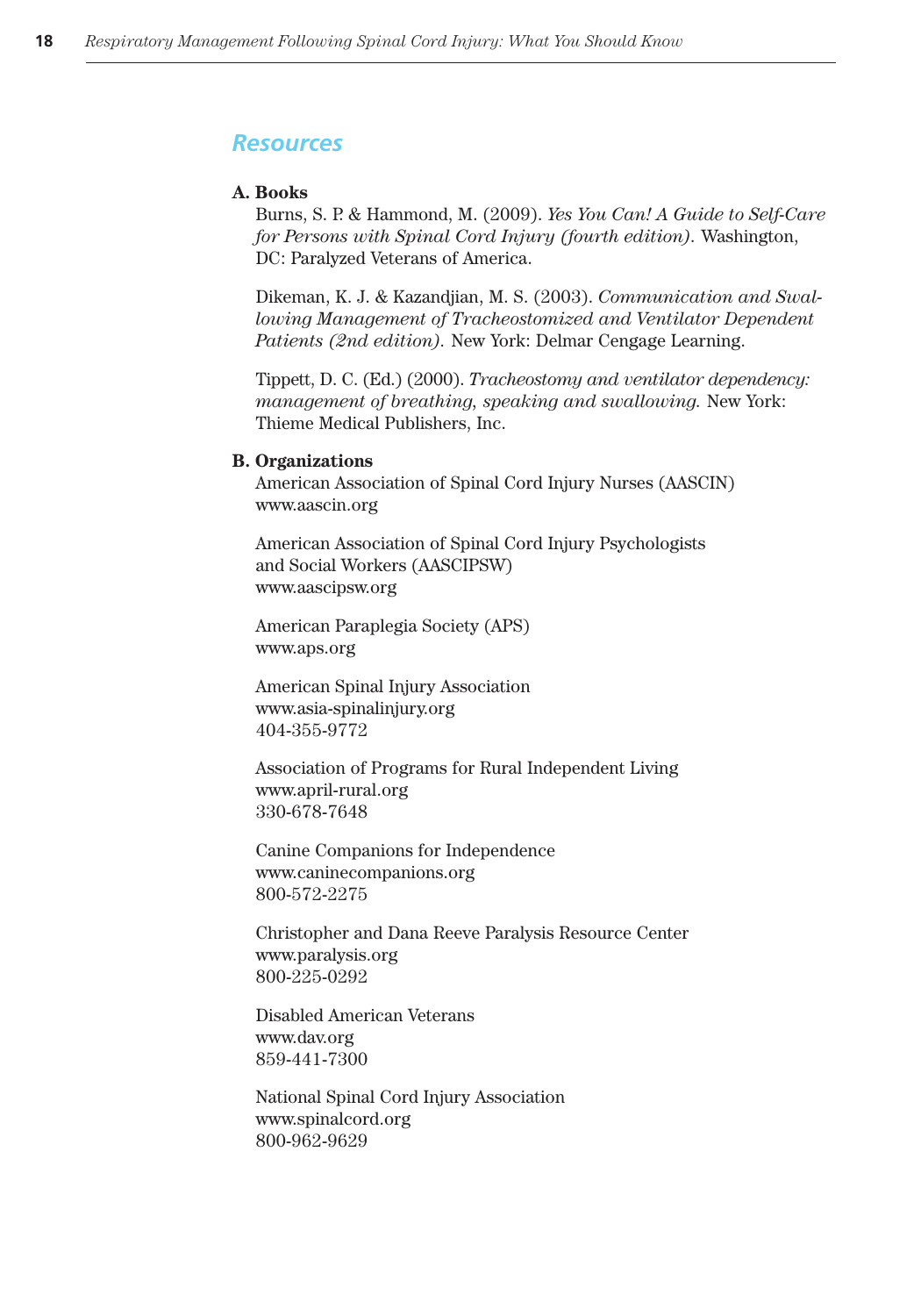## Resources

### A. Books

Burns, S. P. & Hammond, M. (2009). *Yes You Can! A Guide to Self-Care for Persons with Spinal Cord Injury (fourth edition)*. Washington, DC: Paralyzed Veterans of America.

Dikeman, K. J. & Kazandjian, M. S. (2003). *Communication and Swallowing Management of Tracheostomized and Ventilator Dependent Patients (2nd edition)*. New York: Delmar Cengage Learning.

Tippett, D. C. (Ed.) (2000). *Tracheostomy and ventilator dependency: management of breathing, speaking and swallowing.* New York: Thieme Medical Publishers, Inc.

### B. Organizations

American Association of Spinal Cord Injury Nurses (AASCIN)
www.aascin.org

American Association of Spinal Cord Injury Psychologists and Social Workers (AASCIPSW)
www.aascipsw.org

American Paraplegia Society (APS)
www.aps.org

American Spinal Injury Association
www.asia-spinalinjury.org
404-355-9772

Association of Programs for Rural Independent Living
www.april-rural.org
330-678-7648

Canine Companions for Independence
www.caninecompanions.org
800-572-2275

Christopher and Dana Reeve Paralysis Resource Center
www.paralysis.org
800-225-0292

Disabled American Veterans
www.dav.org
859-441-7300

National Spinal Cord Injury Association
www.spinalcord.org
800-962-9629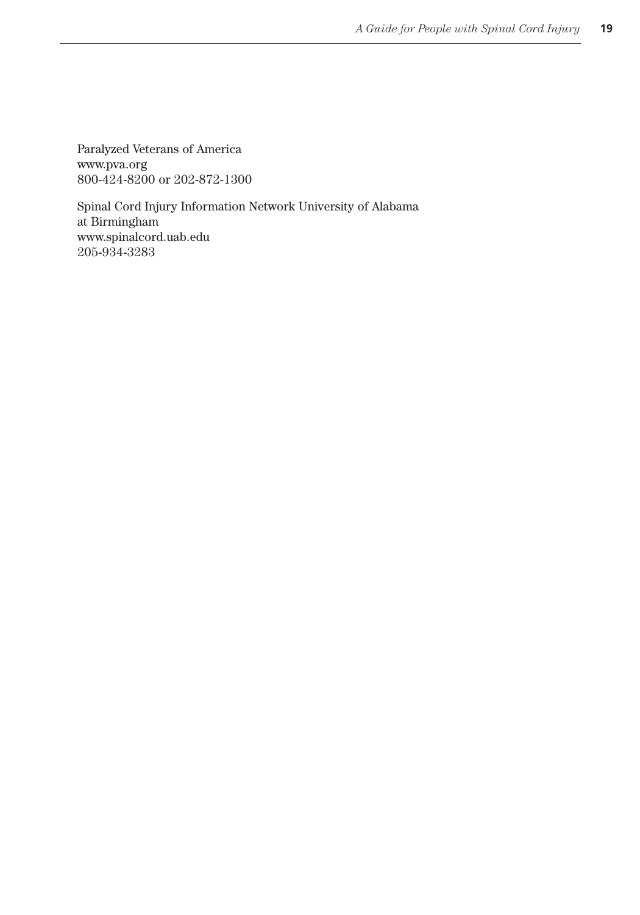Paralyzed Veterans of America
www.pva.org
800-424-8200 or 202-872-1300

Spinal Cord Injury Information Network University of Alabama at Birmingham
www.spinalcord.uab.edu
205-934-3283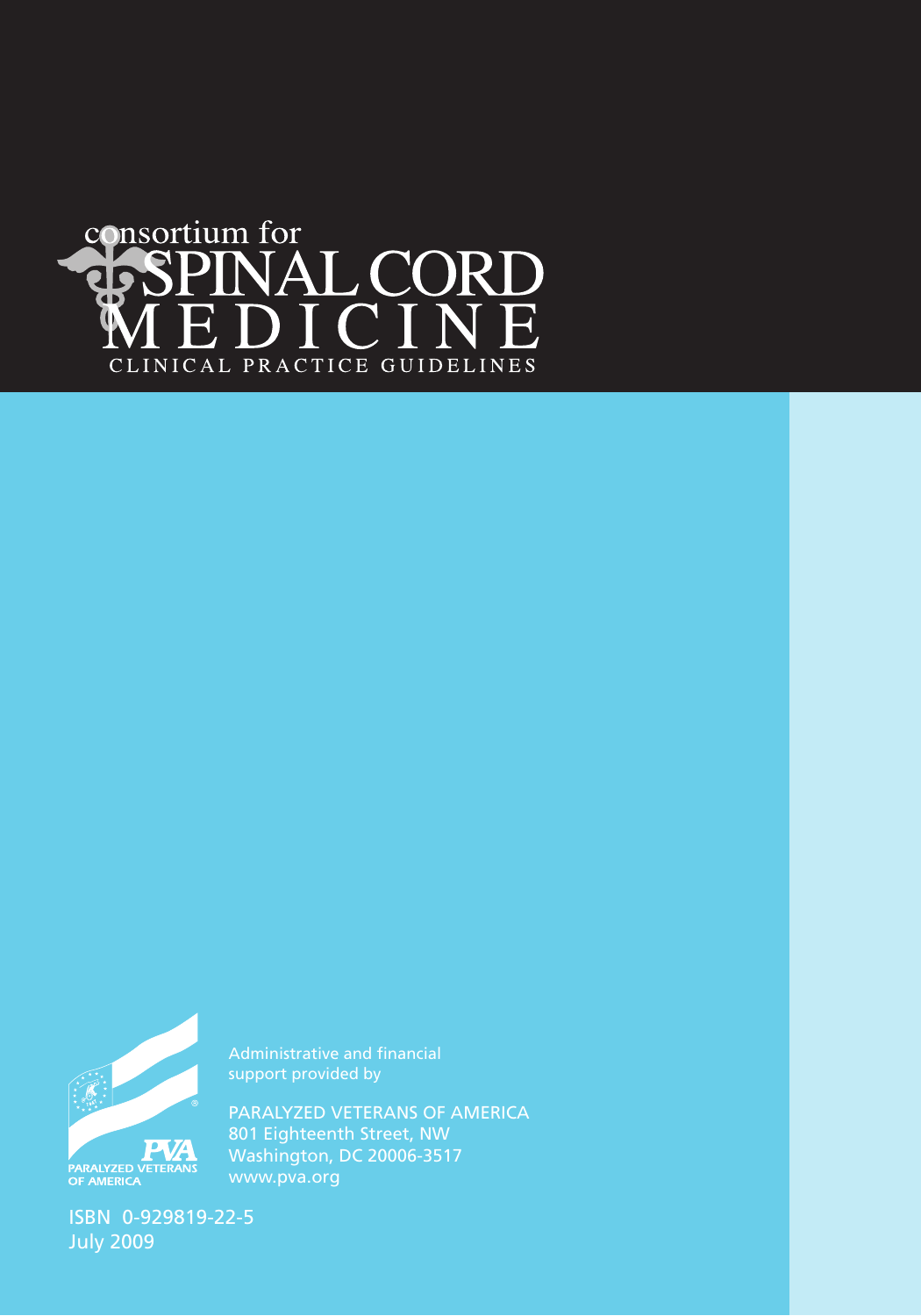consortium for

# SPINAL CORD MEDICINE

CLINICAL PRACTICE GUIDELINES

PARALYZED VETERANS OF AMERICA

Administrative and financial support provided by

PARALYZED VETERANS OF AMERICA
801 Eighteenth Street, NW
Washington, DC 20006-3517
www.pva.org

ISBN 0-929819-22-5
July 2009